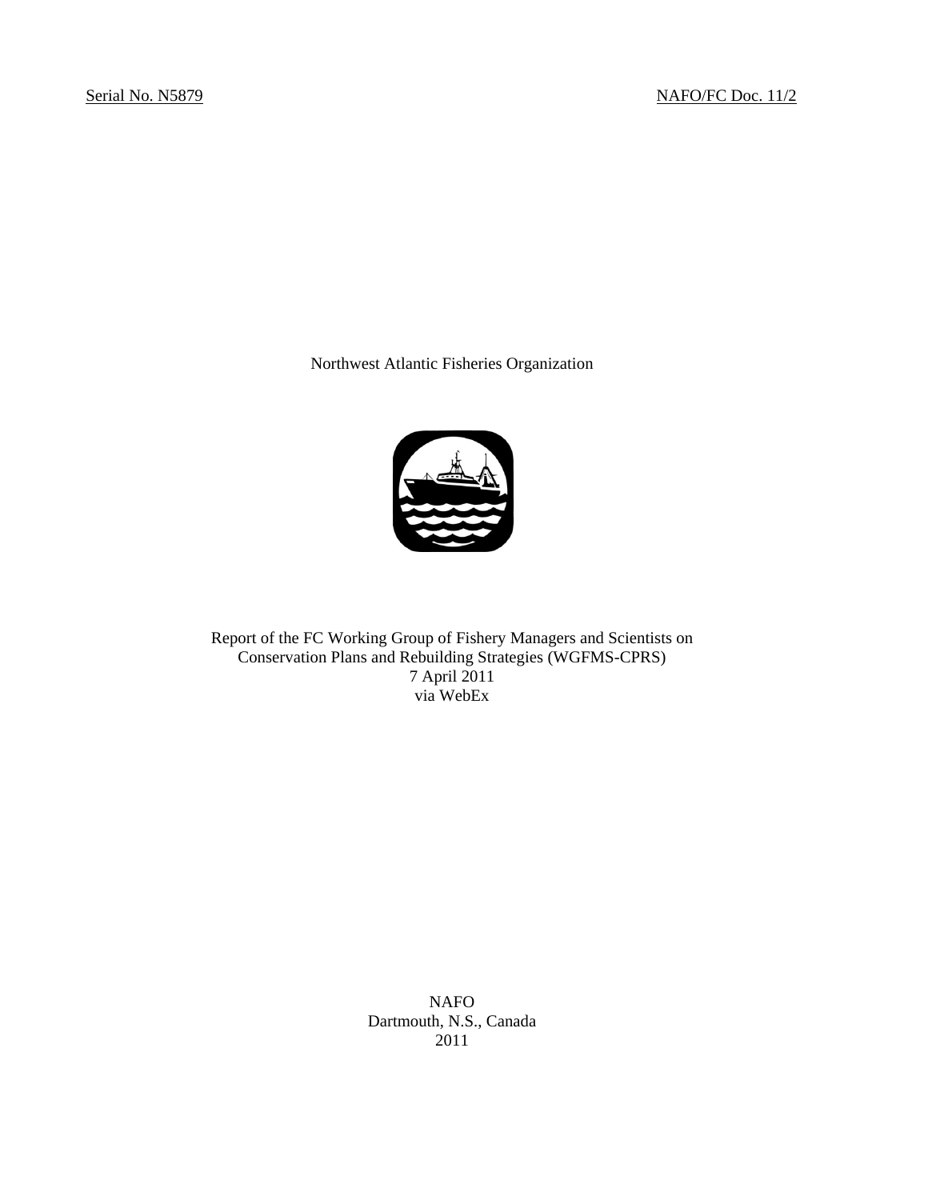Serial No. N5879 NAFO/FC Doc. 11/2

Northwest Atlantic Fisheries Organization

Report of the FC Working Group of Fishery Managers and Scientists on Conservation Plans and Rebuilding Strategies (WGFMS-CPRS)
7 April 2011
via WebEx

NAFO
Dartmouth, N.S., Canada
2011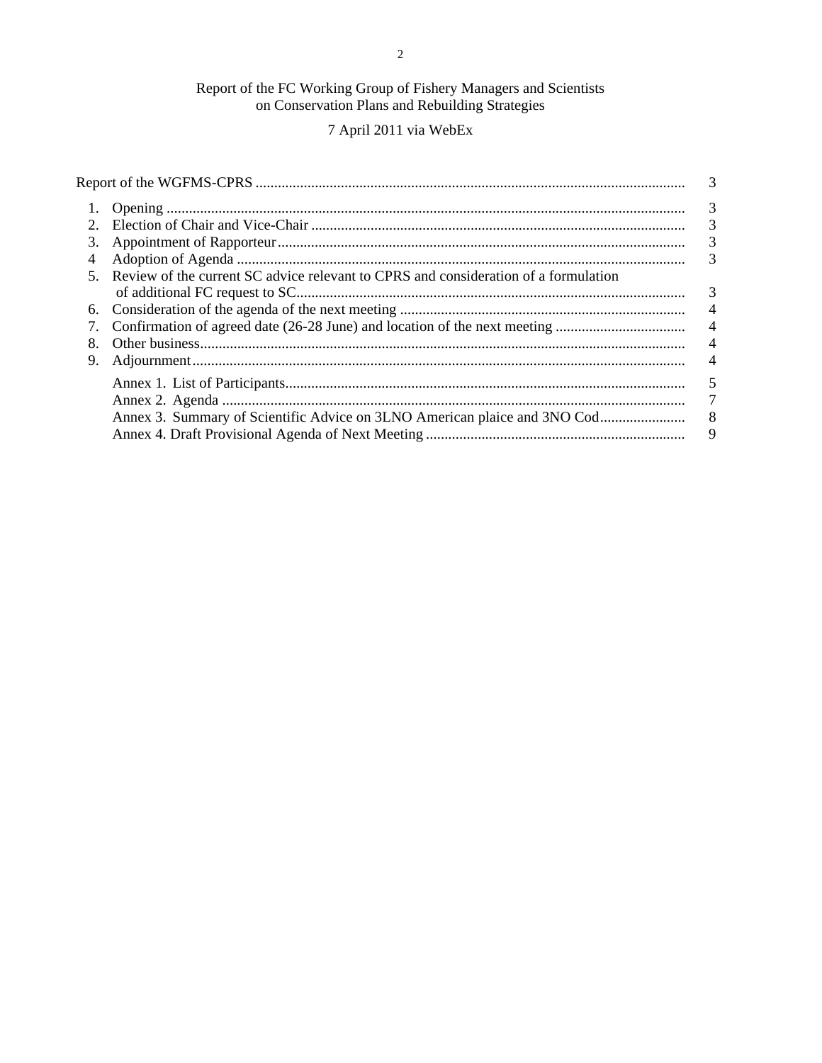Report of the FC Working Group of Fishery Managers and Scientists on Conservation Plans and Rebuilding Strategies

7 April 2011 via WebEx

| | | |
|---|---|---|
| Report of the WGFMS-CPRS | | 3 |
| 1. | Opening | 3 |
| 2. | Election of Chair and Vice-Chair | 3 |
| 3. | Appointment of Rapporteur | 3 |
| 4 | Adoption of Agenda | 3 |
| 5. | Review of the current SC advice relevant to CPRS and consideration of a formulation of additional FC request to SC | 3 |
| 6. | Consideration of the agenda of the next meeting | 4 |
| 7. | Confirmation of agreed date (26-28 June) and location of the next meeting | 4 |
| 8. | Other business | 4 |
| 9. | Adjournment | 4 |
| | Annex 1. List of Participants | 5 |
| | Annex 2. Agenda | 7 |
| | Annex 3. Summary of Scientific Advice on 3LNO American plaice and 3NO Cod | 8 |
| | Annex 4. Draft Provisional Agenda of Next Meeting | 9 |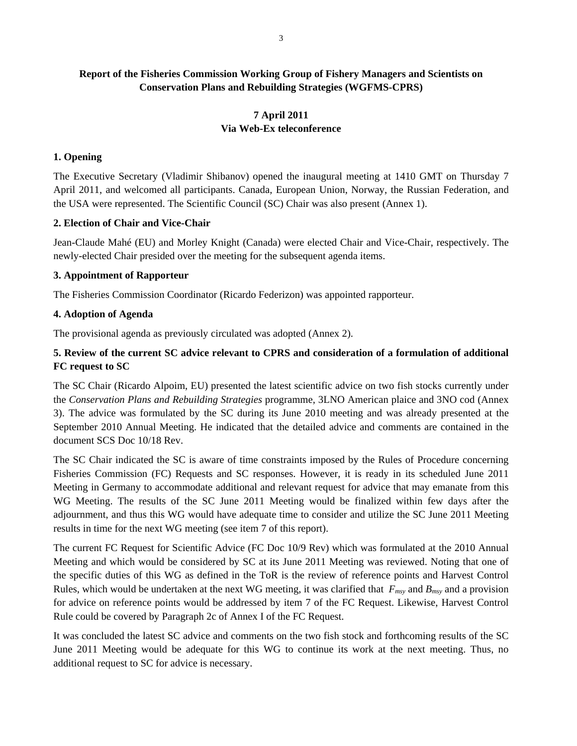# Report of the Fisheries Commission Working Group of Fishery Managers and Scientists on Conservation Plans and Rebuilding Strategies (WGFMS-CPRS)

**7 April 2011**
**Via Web-Ex teleconference**

## 1. Opening

The Executive Secretary (Vladimir Shibanov) opened the inaugural meeting at 1410 GMT on Thursday 7 April 2011, and welcomed all participants. Canada, European Union, Norway, the Russian Federation, and the USA were represented. The Scientific Council (SC) Chair was also present (Annex 1).

## 2. Election of Chair and Vice-Chair

Jean-Claude Mahé (EU) and Morley Knight (Canada) were elected Chair and Vice-Chair, respectively. The newly-elected Chair presided over the meeting for the subsequent agenda items.

## 3. Appointment of Rapporteur

The Fisheries Commission Coordinator (Ricardo Federizon) was appointed rapporteur.

## 4. Adoption of Agenda

The provisional agenda as previously circulated was adopted (Annex 2).

## 5. Review of the current SC advice relevant to CPRS and consideration of a formulation of additional FC request to SC

The SC Chair (Ricardo Alpoim, EU) presented the latest scientific advice on two fish stocks currently under the *Conservation Plans and Rebuilding Strategies* programme, 3LNO American plaice and 3NO cod (Annex 3). The advice was formulated by the SC during its June 2010 meeting and was already presented at the September 2010 Annual Meeting. He indicated that the detailed advice and comments are contained in the document SCS Doc 10/18 Rev.

The SC Chair indicated the SC is aware of time constraints imposed by the Rules of Procedure concerning Fisheries Commission (FC) Requests and SC responses. However, it is ready in its scheduled June 2011 Meeting in Germany to accommodate additional and relevant request for advice that may emanate from this WG Meeting. The results of the SC June 2011 Meeting would be finalized within few days after the adjournment, and thus this WG would have adequate time to consider and utilize the SC June 2011 Meeting results in time for the next WG meeting (see item 7 of this report).

The current FC Request for Scientific Advice (FC Doc 10/9 Rev) which was formulated at the 2010 Annual Meeting and which would be considered by SC at its June 2011 Meeting was reviewed. Noting that one of the specific duties of this WG as defined in the ToR is the review of reference points and Harvest Control Rules, which would be undertaken at the next WG meeting, it was clarified that $F_{msy}$ and $B_{msy}$ and a provision for advice on reference points would be addressed by item 7 of the FC Request. Likewise, Harvest Control Rule could be covered by Paragraph 2c of Annex I of the FC Request.

It was concluded the latest SC advice and comments on the two fish stock and forthcoming results of the SC June 2011 Meeting would be adequate for this WG to continue its work at the next meeting. Thus, no additional request to SC for advice is necessary.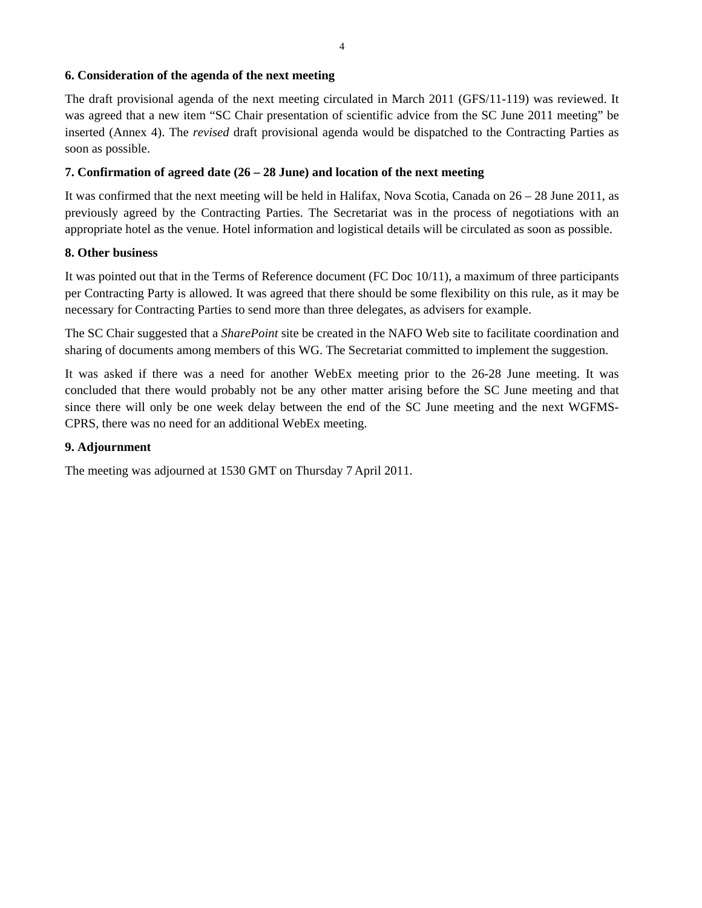### 6. Consideration of the agenda of the next meeting

The draft provisional agenda of the next meeting circulated in March 2011 (GFS/11-119) was reviewed. It was agreed that a new item "SC Chair presentation of scientific advice from the SC June 2011 meeting" be inserted (Annex 4). The *revised* draft provisional agenda would be dispatched to the Contracting Parties as soon as possible.

### 7. Confirmation of agreed date (26 – 28 June) and location of the next meeting

It was confirmed that the next meeting will be held in Halifax, Nova Scotia, Canada on 26 – 28 June 2011, as previously agreed by the Contracting Parties. The Secretariat was in the process of negotiations with an appropriate hotel as the venue. Hotel information and logistical details will be circulated as soon as possible.

### 8. Other business

It was pointed out that in the Terms of Reference document (FC Doc 10/11), a maximum of three participants per Contracting Party is allowed. It was agreed that there should be some flexibility on this rule, as it may be necessary for Contracting Parties to send more than three delegates, as advisers for example.

The SC Chair suggested that a *SharePoint* site be created in the NAFO Web site to facilitate coordination and sharing of documents among members of this WG. The Secretariat committed to implement the suggestion.

It was asked if there was a need for another WebEx meeting prior to the 26-28 June meeting. It was concluded that there would probably not be any other matter arising before the SC June meeting and that since there will only be one week delay between the end of the SC June meeting and the next WGFMS-CPRS, there was no need for an additional WebEx meeting.

### 9. Adjournment

The meeting was adjourned at 1530 GMT on Thursday 7 April 2011.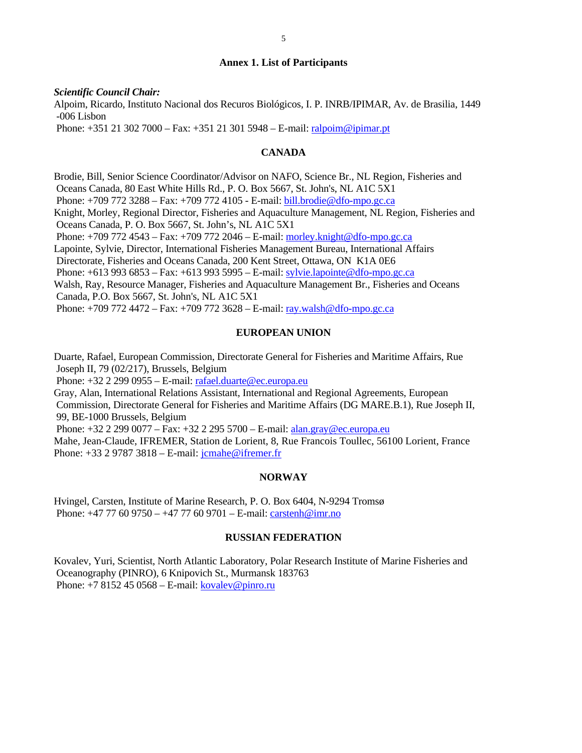## Annex 1. List of Participants

***Scientific Council Chair:***

Alpoim, Ricardo, Instituto Nacional dos Recuros Biológicos, I. P. INRB/IPIMAR, Av. de Brasilia, 1449 -006 Lisbon
Phone: +351 21 302 7000 – Fax: +351 21 301 5948 – E-mail: ralpoim@ipimar.pt

### CANADA

Brodie, Bill, Senior Science Coordinator/Advisor on NAFO, Science Br., NL Region, Fisheries and Oceans Canada, 80 East White Hills Rd., P. O. Box 5667, St. John's, NL A1C 5X1
Phone: +709 772 3288 – Fax: +709 772 4105 - E-mail: bill.brodie@dfo-mpo.gc.ca

Knight, Morley, Regional Director, Fisheries and Aquaculture Management, NL Region, Fisheries and Oceans Canada, P. O. Box 5667, St. John's, NL A1C 5X1
Phone: +709 772 4543 – Fax: +709 772 2046 – E-mail: morley.knight@dfo-mpo.gc.ca

Lapointe, Sylvie, Director, International Fisheries Management Bureau, International Affairs Directorate, Fisheries and Oceans Canada, 200 Kent Street, Ottawa, ON K1A 0E6
Phone: +613 993 6853 – Fax: +613 993 5995 – E-mail: sylvie.lapointe@dfo-mpo.gc.ca

Walsh, Ray, Resource Manager, Fisheries and Aquaculture Management Br., Fisheries and Oceans Canada, P.O. Box 5667, St. John's, NL A1C 5X1
Phone: +709 772 4472 – Fax: +709 772 3628 – E-mail: ray.walsh@dfo-mpo.gc.ca

### EUROPEAN UNION

Duarte, Rafael, European Commission, Directorate General for Fisheries and Maritime Affairs, Rue Joseph II, 79 (02/217), Brussels, Belgium
Phone: +32 2 299 0955 – E-mail: rafael.duarte@ec.europa.eu

Gray, Alan, International Relations Assistant, International and Regional Agreements, European Commission, Directorate General for Fisheries and Maritime Affairs (DG MARE.B.1), Rue Joseph II, 99, BE-1000 Brussels, Belgium
Phone: +32 2 299 0077 – Fax: +32 2 295 5700 – E-mail: alan.gray@ec.europa.eu

Mahe, Jean-Claude, IFREMER, Station de Lorient, 8, Rue Francois Toullec, 56100 Lorient, France
Phone: +33 2 9787 3818 – E-mail: jcmahe@ifremer.fr

### NORWAY

Hvingel, Carsten, Institute of Marine Research, P. O. Box 6404, N-9294 Tromsø
Phone: +47 77 60 9750 – +47 77 60 9701 – E-mail: carstenh@imr.no

### RUSSIAN FEDERATION

Kovalev, Yuri, Scientist, North Atlantic Laboratory, Polar Research Institute of Marine Fisheries and Oceanography (PINRO), 6 Knipovich St., Murmansk 183763
Phone: +7 8152 45 0568 – E-mail: kovalev@pinro.ru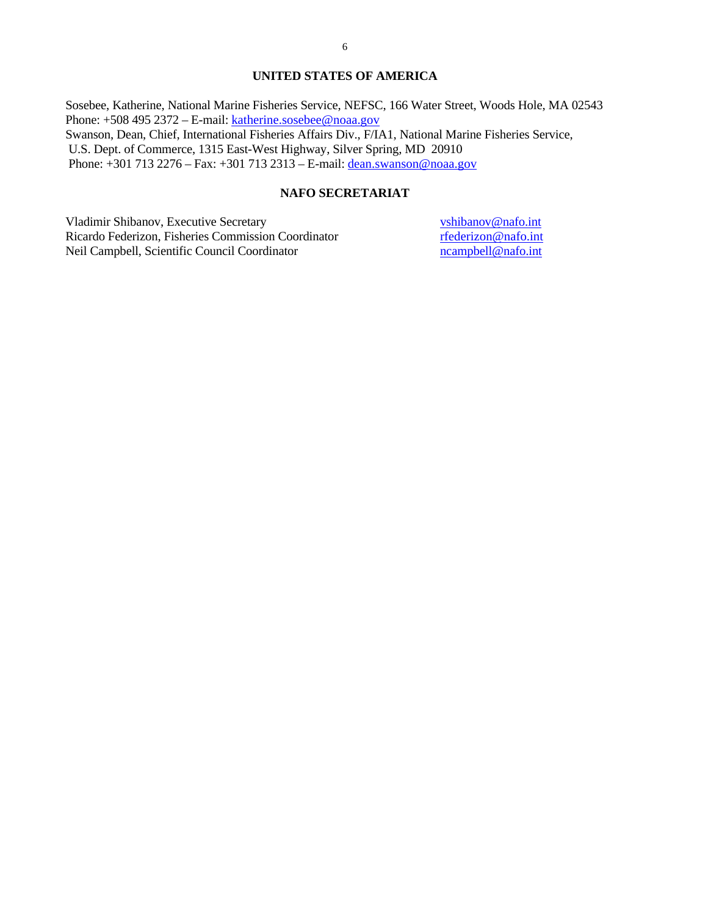### UNITED STATES OF AMERICA

Sosebee, Katherine, National Marine Fisheries Service, NEFSC, 166 Water Street, Woods Hole, MA 02543
Phone: +508 495 2372 – E-mail: katherine.sosebee@noaa.gov
Swanson, Dean, Chief, International Fisheries Affairs Div., F/IA1, National Marine Fisheries Service,
U.S. Dept. of Commerce, 1315 East-West Highway, Silver Spring, MD 20910
Phone: +301 713 2276 – Fax: +301 713 2313 – E-mail: dean.swanson@noaa.gov

### NAFO SECRETARIAT

| | |
|---|---|
| Vladimir Shibanov, Executive Secretary | vshibanov@nafo.int |
| Ricardo Federizon, Fisheries Commission Coordinator | rfederizon@nafo.int |
| Neil Campbell, Scientific Council Coordinator | ncampbell@nafo.int |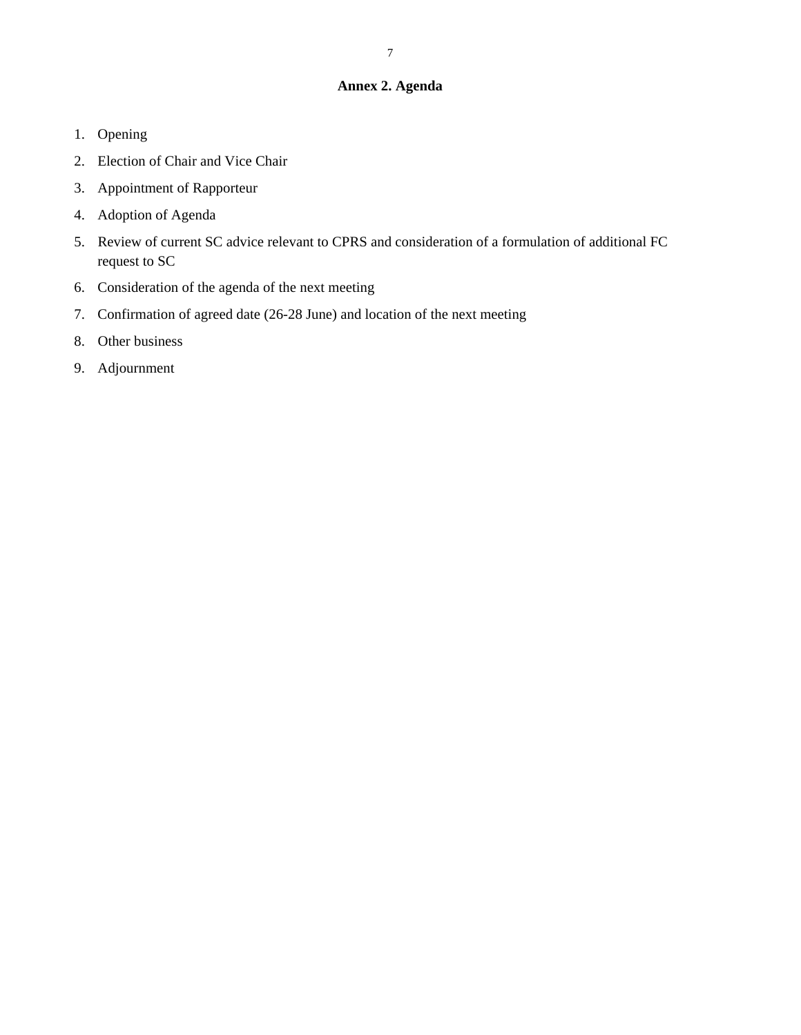## Annex 2. Agenda

1. Opening
2. Election of Chair and Vice Chair
3. Appointment of Rapporteur
4. Adoption of Agenda
5. Review of current SC advice relevant to CPRS and consideration of a formulation of additional FC request to SC
6. Consideration of the agenda of the next meeting
7. Confirmation of agreed date (26-28 June) and location of the next meeting
8. Other business
9. Adjournment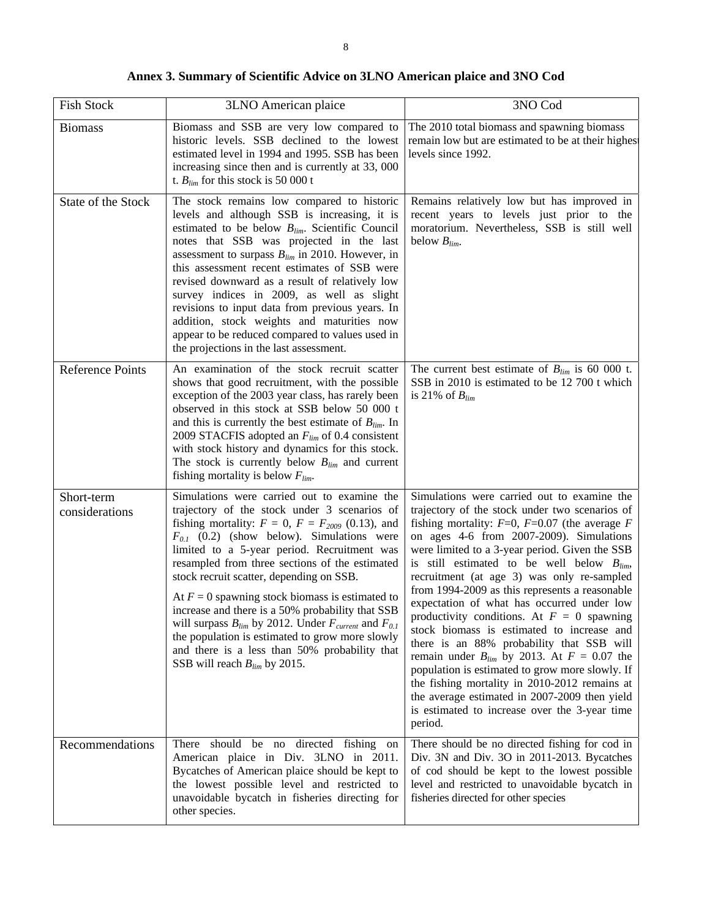## Annex 3. Summary of Scientific Advice on 3LNO American plaice and 3NO Cod

| Fish Stock | 3LNO American plaice | 3NO Cod |
|---|---|---|
| Biomass | Biomass and SSB are very low compared to historic levels. SSB declined to the lowest estimated level in 1994 and 1995. SSB has been increasing since then and is currently at 33, 000 t. $B_{lim}$ for this stock is 50 000 t | The 2010 total biomass and spawning biomass remain low but are estimated to be at their highest levels since 1992. |
| State of the Stock | The stock remains low compared to historic levels and although SSB is increasing, it is estimated to be below $B_{lim}$. Scientific Council notes that SSB was projected in the last assessment to surpass $B_{lim}$ in 2010. However, in this assessment recent estimates of SSB were revised downward as a result of relatively low survey indices in 2009, as well as slight revisions to input data from previous years. In addition, stock weights and maturities now appear to be reduced compared to values used in the projections in the last assessment. | Remains relatively low but has improved in recent years to levels just prior to the moratorium. Nevertheless, SSB is still well below $B_{lim}$. |
| Reference Points | An examination of the stock recruit scatter shows that good recruitment, with the possible exception of the 2003 year class, has rarely been observed in this stock at SSB below 50 000 t and this is currently the best estimate of $B_{lim}$. In 2009 STACFIS adopted an $F_{lim}$ of 0.4 consistent with stock history and dynamics for this stock. The stock is currently below $B_{lim}$ and current fishing mortality is below $F_{lim}$. | The current best estimate of $B_{lim}$ is 60 000 t. SSB in 2010 is estimated to be 12 700 t which is 21% of $B_{lim}$ |
| Short-term considerations | Simulations were carried out to examine the trajectory of the stock under 3 scenarios of fishing mortality: $F = 0$, $F = F_{2009}$ (0.13), and $F_{0.1}$ (0.2) (show below). Simulations were limited to a 5-year period. Recruitment was resampled from three sections of the estimated stock recruit scatter, depending on SSB.<br><br>At $F = 0$ spawning stock biomass is estimated to increase and there is a 50% probability that SSB will surpass $B_{lim}$ by 2012. Under $F_{current}$ and $F_{0.1}$ the population is estimated to grow more slowly and there is a less than 50% probability that SSB will reach $B_{lim}$ by 2015. | Simulations were carried out to examine the trajectory of the stock under two scenarios of fishing mortality: $F$=0, $F$=0.07 (the average $F$ on ages 4-6 from 2007-2009). Simulations were limited to a 3-year period. Given the SSB is still estimated to be well below $B_{lim}$, recruitment (at age 3) was only re-sampled from 1994-2009 as this represents a reasonable expectation of what has occurred under low productivity conditions. At $F = 0$ spawning stock biomass is estimated to increase and there is an 88% probability that SSB will remain under $B_{lim}$ by 2013. At $F = 0.07$ the population is estimated to grow more slowly. If the fishing mortality in 2010-2012 remains at the average estimated in 2007-2009 then yield is estimated to increase over the 3-year time period. |
| Recommendations | There should be no directed fishing on American plaice in Div. 3LNO in 2011. Bycatches of American plaice should be kept to the lowest possible level and restricted to unavoidable bycatch in fisheries directing for other species. | There should be no directed fishing for cod in Div. 3N and Div. 3O in 2011-2013. Bycatches of cod should be kept to the lowest possible level and restricted to unavoidable bycatch in fisheries directed for other species |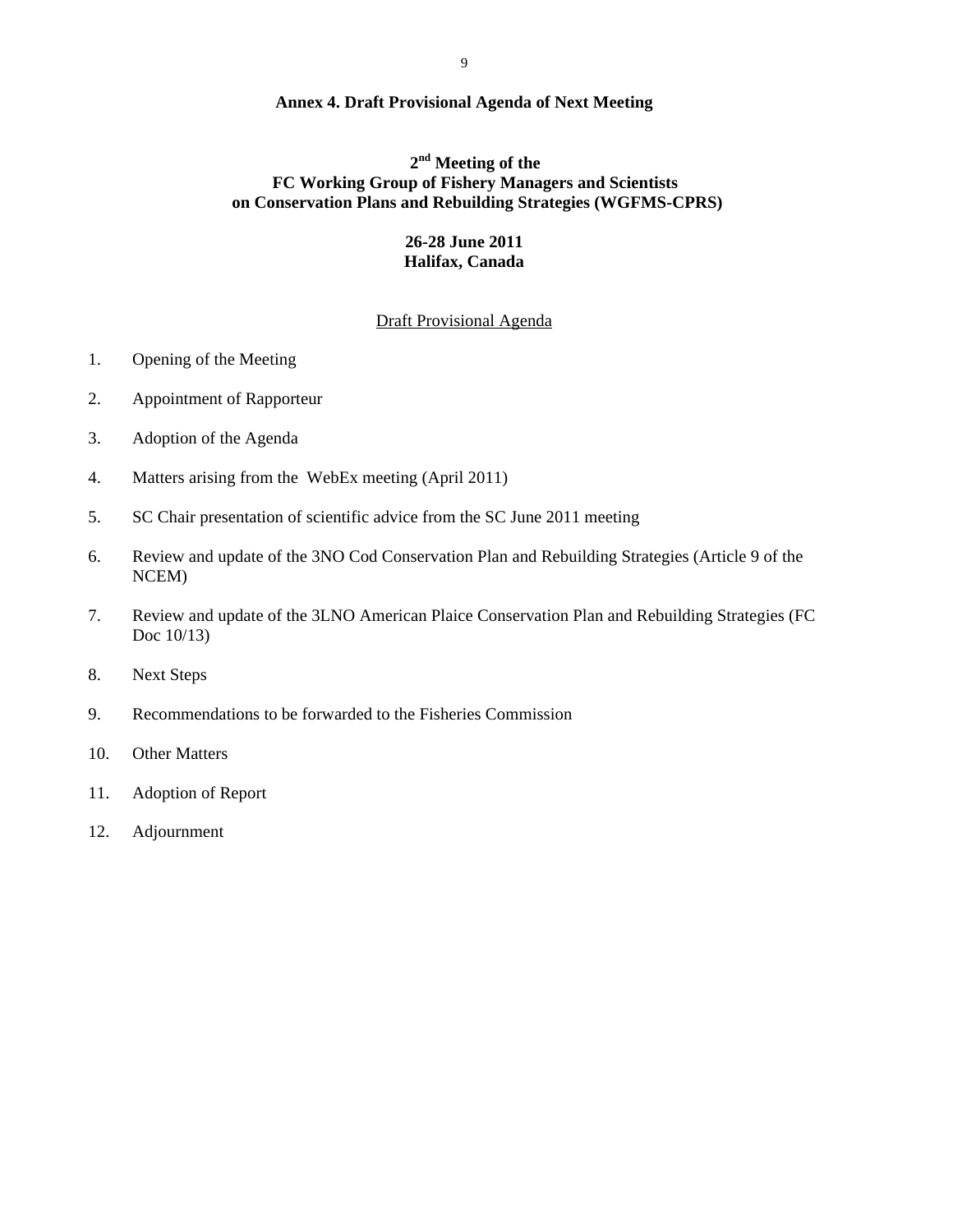## Annex 4. Draft Provisional Agenda of Next Meeting

**2nd Meeting of the**
**FC Working Group of Fishery Managers and Scientists**
**on Conservation Plans and Rebuilding Strategies (WGFMS-CPRS)**

**26-28 June 2011**
**Halifax, Canada**

Draft Provisional Agenda

1. Opening of the Meeting
2. Appointment of Rapporteur
3. Adoption of the Agenda
4. Matters arising from the WebEx meeting (April 2011)
5. SC Chair presentation of scientific advice from the SC June 2011 meeting
6. Review and update of the 3NO Cod Conservation Plan and Rebuilding Strategies (Article 9 of the NCEM)
7. Review and update of the 3LNO American Plaice Conservation Plan and Rebuilding Strategies (FC Doc 10/13)
8. Next Steps
9. Recommendations to be forwarded to the Fisheries Commission
10. Other Matters
11. Adoption of Report
12. Adjournment